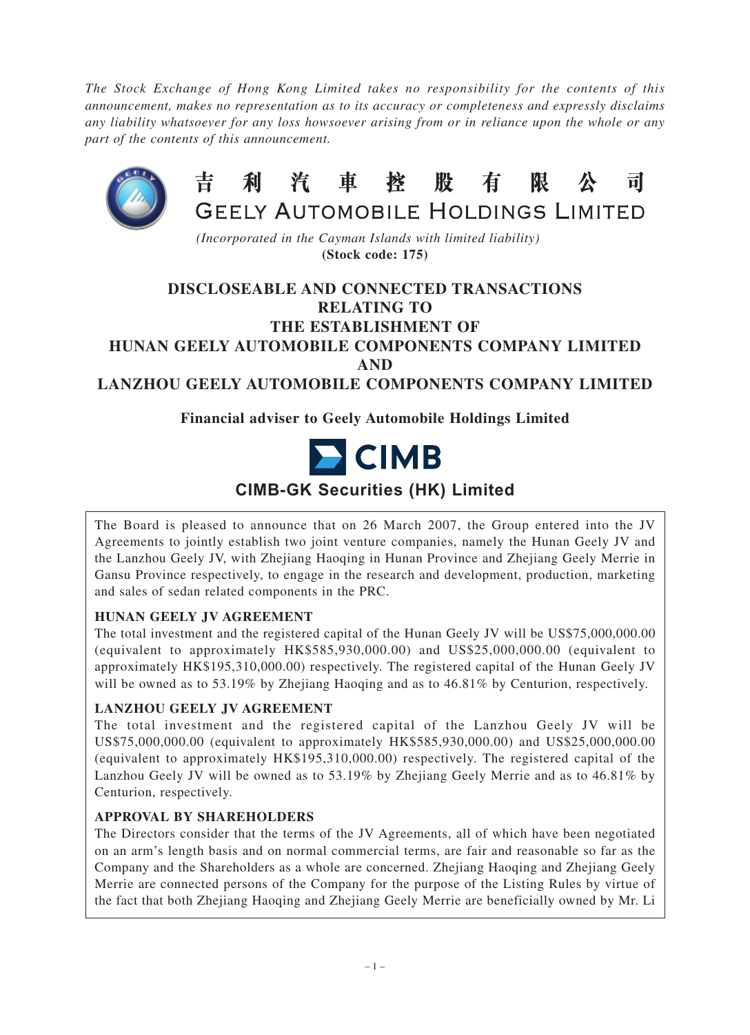*The Stock Exchange of Hong Kong Limited takes no responsibility for the contents of this announcement, makes no representation as to its accuracy or completeness and expressly disclaims any liability whatsoever for any loss howsoever arising from or in reliance upon the whole or any part of the contents of this announcement.*

# 吉利汽車控股有限公司
# GEELY AUTOMOBILE HOLDINGS LIMITED

*(Incorporated in the Cayman Islands with limited liability)*
**(Stock code: 175)**

## DISCLOSEABLE AND CONNECTED TRANSACTIONS RELATING TO THE ESTABLISHMENT OF HUNAN GEELY AUTOMOBILE COMPONENTS COMPANY LIMITED AND LANZHOU GEELY AUTOMOBILE COMPONENTS COMPANY LIMITED

**Financial adviser to Geely Automobile Holdings Limited**

**CIMB**

**CIMB-GK Securities (HK) Limited**

The Board is pleased to announce that on 26 March 2007, the Group entered into the JV Agreements to jointly establish two joint venture companies, namely the Hunan Geely JV and the Lanzhou Geely JV, with Zhejiang Haoqing in Hunan Province and Zhejiang Geely Merrie in Gansu Province respectively, to engage in the research and development, production, marketing and sales of sedan related components in the PRC.

**HUNAN GEELY JV AGREEMENT**

The total investment and the registered capital of the Hunan Geely JV will be US$75,000,000.00 (equivalent to approximately HK$585,930,000.00) and US$25,000,000.00 (equivalent to approximately HK$195,310,000.00) respectively. The registered capital of the Hunan Geely JV will be owned as to 53.19% by Zhejiang Haoqing and as to 46.81% by Centurion, respectively.

**LANZHOU GEELY JV AGREEMENT**

The total investment and the registered capital of the Lanzhou Geely JV will be US$75,000,000.00 (equivalent to approximately HK$585,930,000.00) and US$25,000,000.00 (equivalent to approximately HK$195,310,000.00) respectively. The registered capital of the Lanzhou Geely JV will be owned as to 53.19% by Zhejiang Geely Merrie and as to 46.81% by Centurion, respectively.

**APPROVAL BY SHAREHOLDERS**

The Directors consider that the terms of the JV Agreements, all of which have been negotiated on an arm's length basis and on normal commercial terms, are fair and reasonable so far as the Company and the Shareholders as a whole are concerned. Zhejiang Haoqing and Zhejiang Geely Merrie are connected persons of the Company for the purpose of the Listing Rules by virtue of the fact that both Zhejiang Haoqing and Zhejiang Geely Merrie are beneficially owned by Mr. Li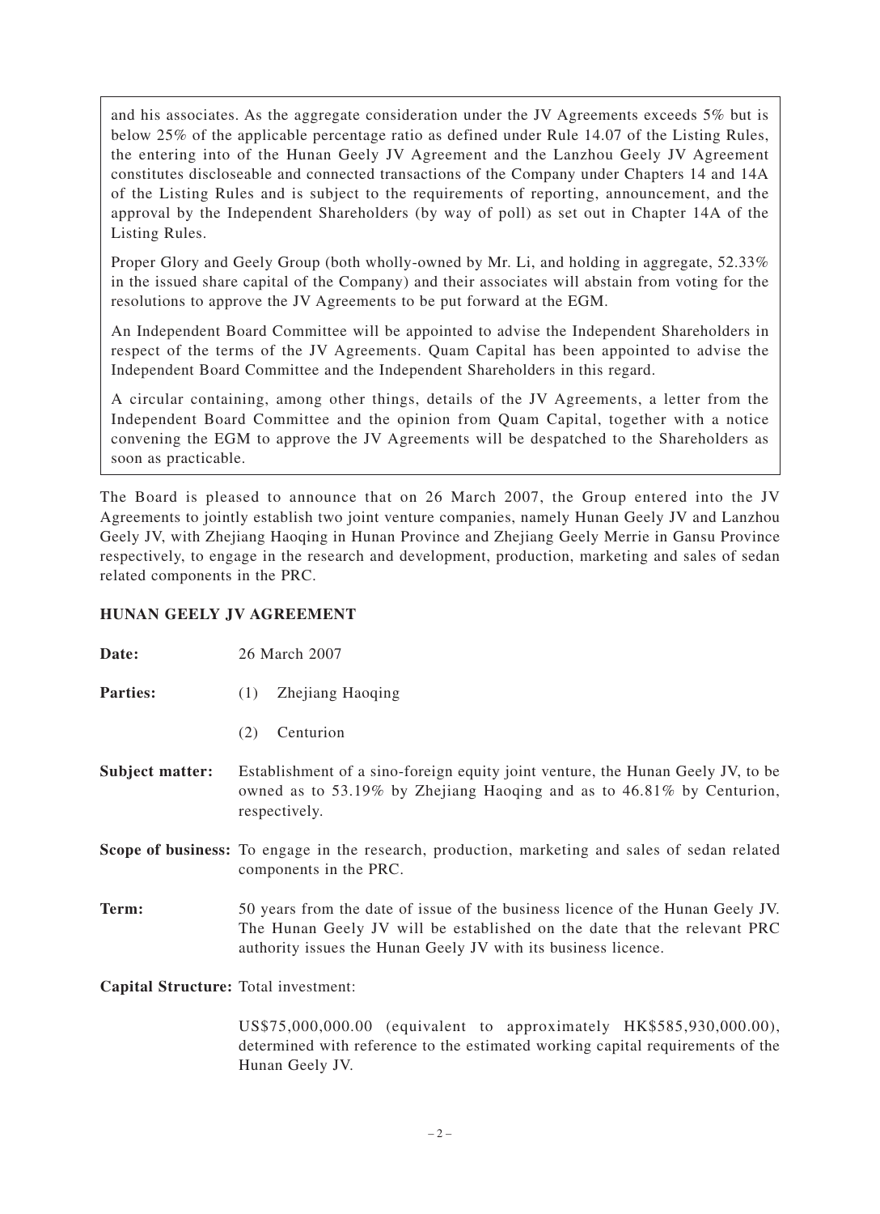and his associates. As the aggregate consideration under the JV Agreements exceeds 5% but is below 25% of the applicable percentage ratio as defined under Rule 14.07 of the Listing Rules, the entering into of the Hunan Geely JV Agreement and the Lanzhou Geely JV Agreement constitutes discloseable and connected transactions of the Company under Chapters 14 and 14A of the Listing Rules and is subject to the requirements of reporting, announcement, and the approval by the Independent Shareholders (by way of poll) as set out in Chapter 14A of the Listing Rules.

Proper Glory and Geely Group (both wholly-owned by Mr. Li, and holding in aggregate, 52.33% in the issued share capital of the Company) and their associates will abstain from voting for the resolutions to approve the JV Agreements to be put forward at the EGM.

An Independent Board Committee will be appointed to advise the Independent Shareholders in respect of the terms of the JV Agreements. Quam Capital has been appointed to advise the Independent Board Committee and the Independent Shareholders in this regard.

A circular containing, among other things, details of the JV Agreements, a letter from the Independent Board Committee and the opinion from Quam Capital, together with a notice convening the EGM to approve the JV Agreements will be despatched to the Shareholders as soon as practicable.

The Board is pleased to announce that on 26 March 2007, the Group entered into the JV Agreements to jointly establish two joint venture companies, namely Hunan Geely JV and Lanzhou Geely JV, with Zhejiang Haoqing in Hunan Province and Zhejiang Geely Merrie in Gansu Province respectively, to engage in the research and development, production, marketing and sales of sedan related components in the PRC.

## HUNAN GEELY JV AGREEMENT

**Date:** 26 March 2007

**Parties:**

(1) Zhejiang Haoqing

(2) Centurion

**Subject matter:** Establishment of a sino-foreign equity joint venture, the Hunan Geely JV, to be owned as to 53.19% by Zhejiang Haoqing and as to 46.81% by Centurion, respectively.

**Scope of business:** To engage in the research, production, marketing and sales of sedan related components in the PRC.

**Term:** 50 years from the date of issue of the business licence of the Hunan Geely JV. The Hunan Geely JV will be established on the date that the relevant PRC authority issues the Hunan Geely JV with its business licence.

**Capital Structure:** Total investment:

US$75,000,000.00 (equivalent to approximately HK$585,930,000.00), determined with reference to the estimated working capital requirements of the Hunan Geely JV.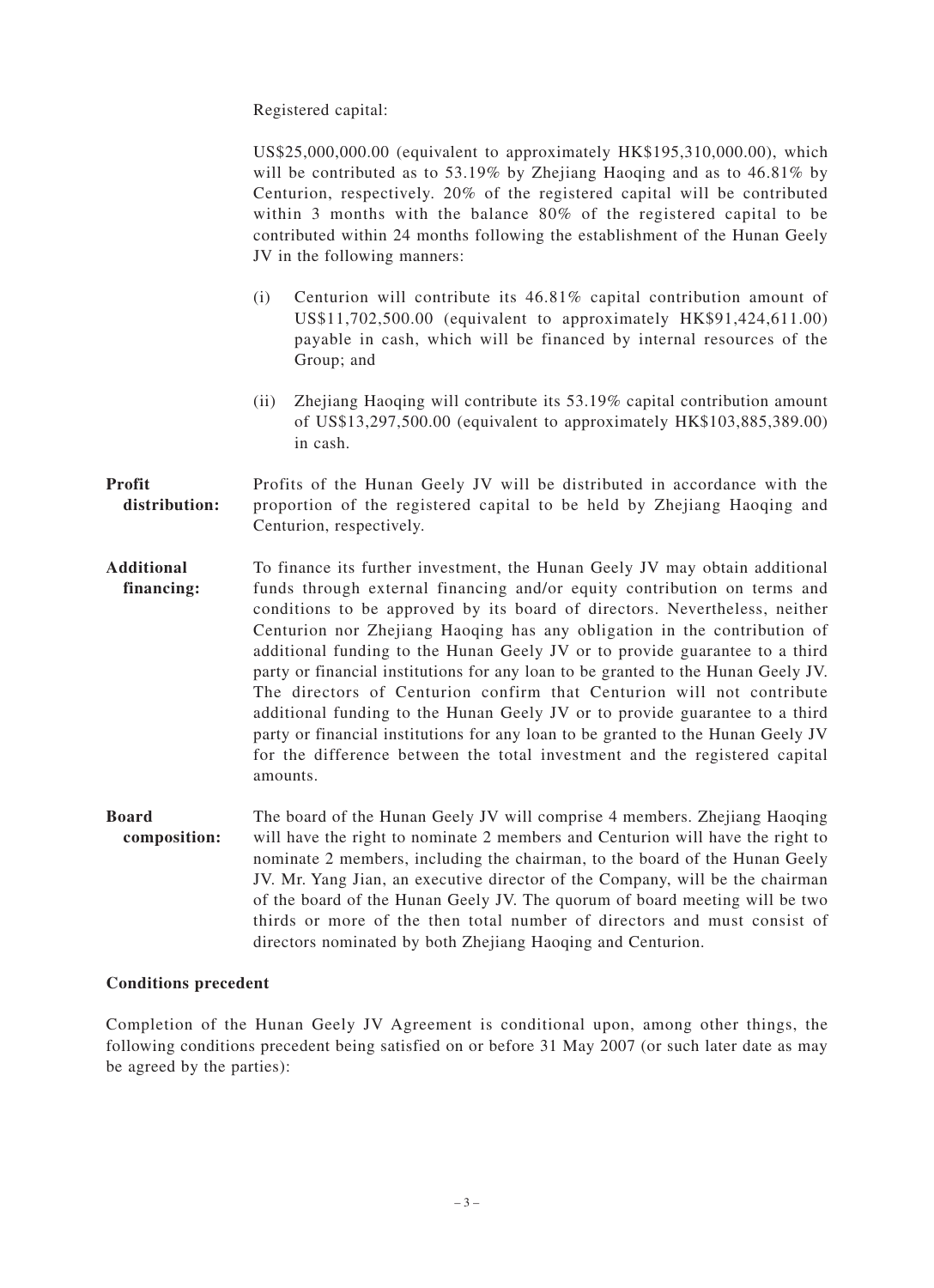Registered capital:

US$25,000,000.00 (equivalent to approximately HK$195,310,000.00), which will be contributed as to 53.19% by Zhejiang Haoqing and as to 46.81% by Centurion, respectively. 20% of the registered capital will be contributed within 3 months with the balance 80% of the registered capital to be contributed within 24 months following the establishment of the Hunan Geely JV in the following manners:

(i) Centurion will contribute its 46.81% capital contribution amount of US$11,702,500.00 (equivalent to approximately HK$91,424,611.00) payable in cash, which will be financed by internal resources of the Group; and

(ii) Zhejiang Haoqing will contribute its 53.19% capital contribution amount of US$13,297,500.00 (equivalent to approximately HK$103,885,389.00) in cash.

**Profit distribution:** Profits of the Hunan Geely JV will be distributed in accordance with the proportion of the registered capital to be held by Zhejiang Haoqing and Centurion, respectively.

**Additional financing:** To finance its further investment, the Hunan Geely JV may obtain additional funds through external financing and/or equity contribution on terms and conditions to be approved by its board of directors. Nevertheless, neither Centurion nor Zhejiang Haoqing has any obligation in the contribution of additional funding to the Hunan Geely JV or to provide guarantee to a third party or financial institutions for any loan to be granted to the Hunan Geely JV. The directors of Centurion confirm that Centurion will not contribute additional funding to the Hunan Geely JV or to provide guarantee to a third party or financial institutions for any loan to be granted to the Hunan Geely JV for the difference between the total investment and the registered capital amounts.

**Board composition:** The board of the Hunan Geely JV will comprise 4 members. Zhejiang Haoqing will have the right to nominate 2 members and Centurion will have the right to nominate 2 members, including the chairman, to the board of the Hunan Geely JV. Mr. Yang Jian, an executive director of the Company, will be the chairman of the board of the Hunan Geely JV. The quorum of board meeting will be two thirds or more of the then total number of directors and must consist of directors nominated by both Zhejiang Haoqing and Centurion.

**Conditions precedent**

Completion of the Hunan Geely JV Agreement is conditional upon, among other things, the following conditions precedent being satisfied on or before 31 May 2007 (or such later date as may be agreed by the parties):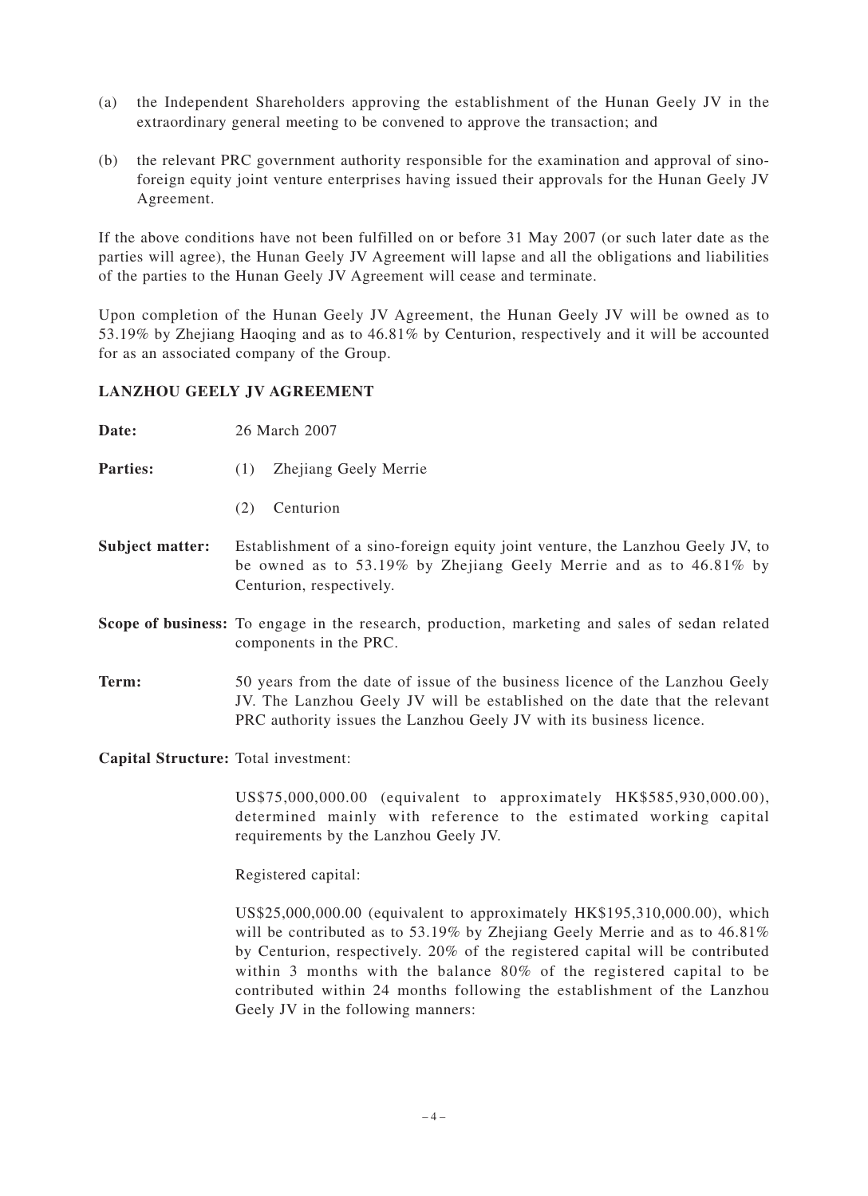(a) the Independent Shareholders approving the establishment of the Hunan Geely JV in the extraordinary general meeting to be convened to approve the transaction; and

(b) the relevant PRC government authority responsible for the examination and approval of sino-foreign equity joint venture enterprises having issued their approvals for the Hunan Geely JV Agreement.

If the above conditions have not been fulfilled on or before 31 May 2007 (or such later date as the parties will agree), the Hunan Geely JV Agreement will lapse and all the obligations and liabilities of the parties to the Hunan Geely JV Agreement will cease and terminate.

Upon completion of the Hunan Geely JV Agreement, the Hunan Geely JV will be owned as to 53.19% by Zhejiang Haoqing and as to 46.81% by Centurion, respectively and it will be accounted for as an associated company of the Group.

## LANZHOU GEELY JV AGREEMENT

**Date:** 26 March 2007

**Parties:**
(1) Zhejiang Geely Merrie
(2) Centurion

**Subject matter:** Establishment of a sino-foreign equity joint venture, the Lanzhou Geely JV, to be owned as to 53.19% by Zhejiang Geely Merrie and as to 46.81% by Centurion, respectively.

**Scope of business:** To engage in the research, production, marketing and sales of sedan related components in the PRC.

**Term:** 50 years from the date of issue of the business licence of the Lanzhou Geely JV. The Lanzhou Geely JV will be established on the date that the relevant PRC authority issues the Lanzhou Geely JV with its business licence.

**Capital Structure:** Total investment:

US$75,000,000.00 (equivalent to approximately HK$585,930,000.00), determined mainly with reference to the estimated working capital requirements by the Lanzhou Geely JV.

Registered capital:

US$25,000,000.00 (equivalent to approximately HK$195,310,000.00), which will be contributed as to 53.19% by Zhejiang Geely Merrie and as to 46.81% by Centurion, respectively. 20% of the registered capital will be contributed within 3 months with the balance 80% of the registered capital to be contributed within 24 months following the establishment of the Lanzhou Geely JV in the following manners: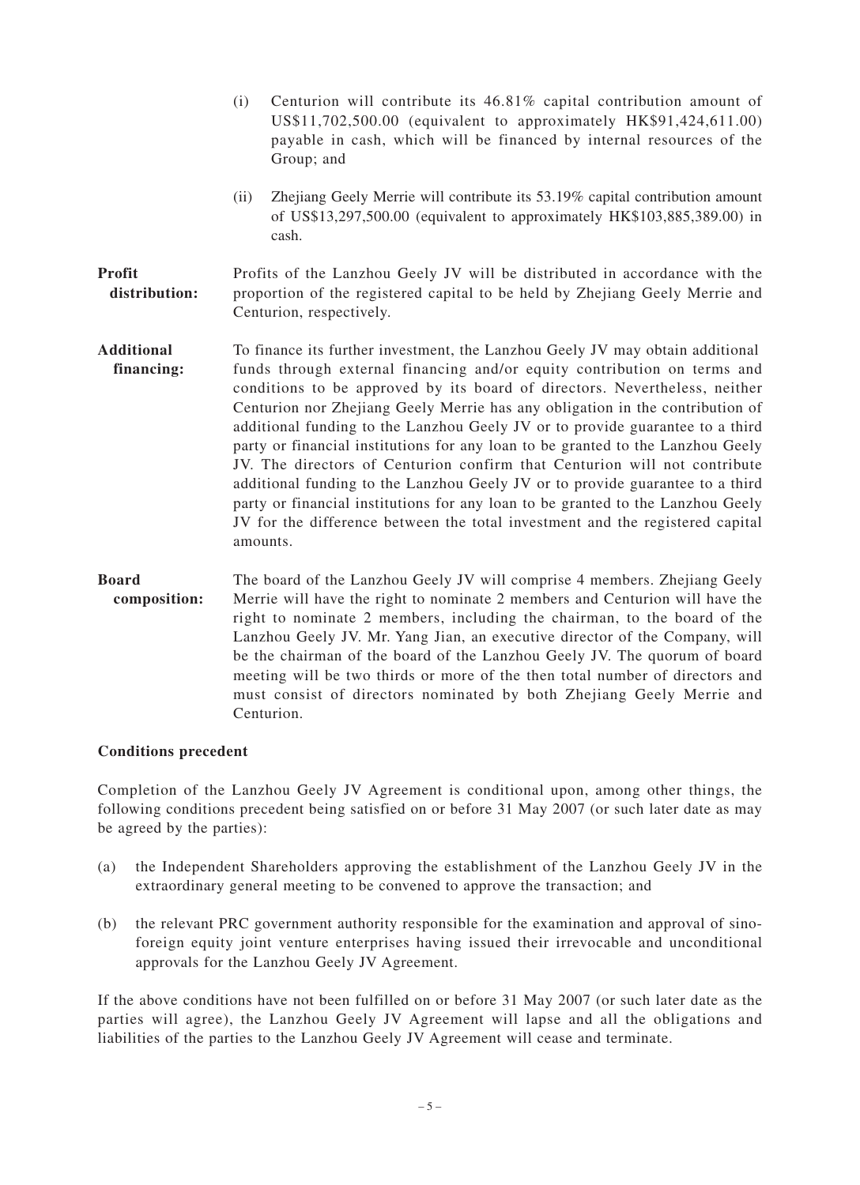(i) Centurion will contribute its 46.81% capital contribution amount of US$11,702,500.00 (equivalent to approximately HK$91,424,611.00) payable in cash, which will be financed by internal resources of the Group; and

(ii) Zhejiang Geely Merrie will contribute its 53.19% capital contribution amount of US$13,297,500.00 (equivalent to approximately HK$103,885,389.00) in cash.

**Profit distribution:** Profits of the Lanzhou Geely JV will be distributed in accordance with the proportion of the registered capital to be held by Zhejiang Geely Merrie and Centurion, respectively.

**Additional financing:** To finance its further investment, the Lanzhou Geely JV may obtain additional funds through external financing and/or equity contribution on terms and conditions to be approved by its board of directors. Nevertheless, neither Centurion nor Zhejiang Geely Merrie has any obligation in the contribution of additional funding to the Lanzhou Geely JV or to provide guarantee to a third party or financial institutions for any loan to be granted to the Lanzhou Geely JV. The directors of Centurion confirm that Centurion will not contribute additional funding to the Lanzhou Geely JV or to provide guarantee to a third party or financial institutions for any loan to be granted to the Lanzhou Geely JV for the difference between the total investment and the registered capital amounts.

**Board composition:** The board of the Lanzhou Geely JV will comprise 4 members. Zhejiang Geely Merrie will have the right to nominate 2 members and Centurion will have the right to nominate 2 members, including the chairman, to the board of the Lanzhou Geely JV. Mr. Yang Jian, an executive director of the Company, will be the chairman of the board of the Lanzhou Geely JV. The quorum of board meeting will be two thirds or more of the then total number of directors and must consist of directors nominated by both Zhejiang Geely Merrie and Centurion.

**Conditions precedent**

Completion of the Lanzhou Geely JV Agreement is conditional upon, among other things, the following conditions precedent being satisfied on or before 31 May 2007 (or such later date as may be agreed by the parties):

(a) the Independent Shareholders approving the establishment of the Lanzhou Geely JV in the extraordinary general meeting to be convened to approve the transaction; and

(b) the relevant PRC government authority responsible for the examination and approval of sino-foreign equity joint venture enterprises having issued their irrevocable and unconditional approvals for the Lanzhou Geely JV Agreement.

If the above conditions have not been fulfilled on or before 31 May 2007 (or such later date as the parties will agree), the Lanzhou Geely JV Agreement will lapse and all the obligations and liabilities of the parties to the Lanzhou Geely JV Agreement will cease and terminate.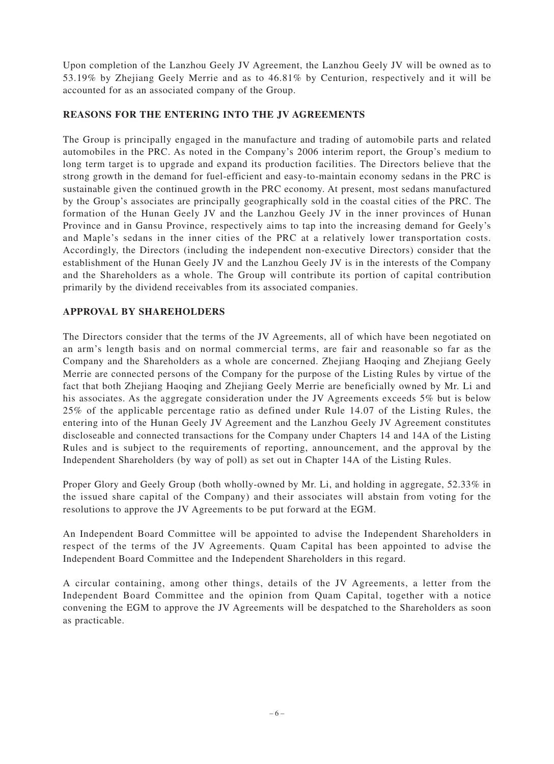Upon completion of the Lanzhou Geely JV Agreement, the Lanzhou Geely JV will be owned as to 53.19% by Zhejiang Geely Merrie and as to 46.81% by Centurion, respectively and it will be accounted for as an associated company of the Group.

## REASONS FOR THE ENTERING INTO THE JV AGREEMENTS

The Group is principally engaged in the manufacture and trading of automobile parts and related automobiles in the PRC. As noted in the Company's 2006 interim report, the Group's medium to long term target is to upgrade and expand its production facilities. The Directors believe that the strong growth in the demand for fuel-efficient and easy-to-maintain economy sedans in the PRC is sustainable given the continued growth in the PRC economy. At present, most sedans manufactured by the Group's associates are principally geographically sold in the coastal cities of the PRC. The formation of the Hunan Geely JV and the Lanzhou Geely JV in the inner provinces of Hunan Province and in Gansu Province, respectively aims to tap into the increasing demand for Geely's and Maple's sedans in the inner cities of the PRC at a relatively lower transportation costs. Accordingly, the Directors (including the independent non-executive Directors) consider that the establishment of the Hunan Geely JV and the Lanzhou Geely JV is in the interests of the Company and the Shareholders as a whole. The Group will contribute its portion of capital contribution primarily by the dividend receivables from its associated companies.

## APPROVAL BY SHAREHOLDERS

The Directors consider that the terms of the JV Agreements, all of which have been negotiated on an arm's length basis and on normal commercial terms, are fair and reasonable so far as the Company and the Shareholders as a whole are concerned. Zhejiang Haoqing and Zhejiang Geely Merrie are connected persons of the Company for the purpose of the Listing Rules by virtue of the fact that both Zhejiang Haoqing and Zhejiang Geely Merrie are beneficially owned by Mr. Li and his associates. As the aggregate consideration under the JV Agreements exceeds 5% but is below 25% of the applicable percentage ratio as defined under Rule 14.07 of the Listing Rules, the entering into of the Hunan Geely JV Agreement and the Lanzhou Geely JV Agreement constitutes discloseable and connected transactions for the Company under Chapters 14 and 14A of the Listing Rules and is subject to the requirements of reporting, announcement, and the approval by the Independent Shareholders (by way of poll) as set out in Chapter 14A of the Listing Rules.

Proper Glory and Geely Group (both wholly-owned by Mr. Li, and holding in aggregate, 52.33% in the issued share capital of the Company) and their associates will abstain from voting for the resolutions to approve the JV Agreements to be put forward at the EGM.

An Independent Board Committee will be appointed to advise the Independent Shareholders in respect of the terms of the JV Agreements. Quam Capital has been appointed to advise the Independent Board Committee and the Independent Shareholders in this regard.

A circular containing, among other things, details of the JV Agreements, a letter from the Independent Board Committee and the opinion from Quam Capital, together with a notice convening the EGM to approve the JV Agreements will be despatched to the Shareholders as soon as practicable.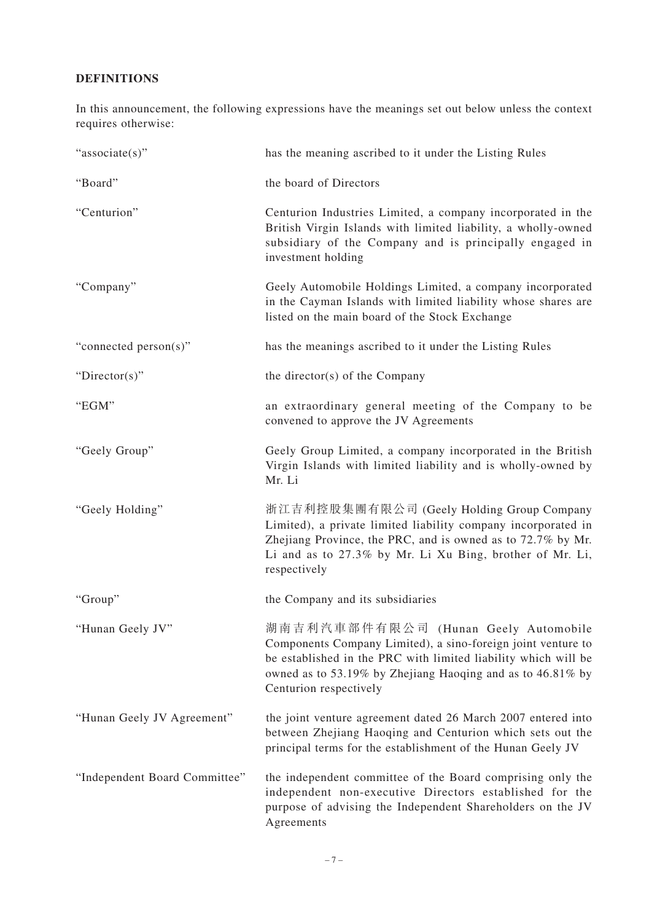**DEFINITIONS**

In this announcement, the following expressions have the meanings set out below unless the context requires otherwise:

| | |
|---|---|
| "associate(s)" | has the meaning ascribed to it under the Listing Rules |
| "Board" | the board of Directors |
| "Centurion" | Centurion Industries Limited, a company incorporated in the British Virgin Islands with limited liability, a wholly-owned subsidiary of the Company and is principally engaged in investment holding |
| "Company" | Geely Automobile Holdings Limited, a company incorporated in the Cayman Islands with limited liability whose shares are listed on the main board of the Stock Exchange |
| "connected person(s)" | has the meanings ascribed to it under the Listing Rules |
| "Director(s)" | the director(s) of the Company |
| "EGM" | an extraordinary general meeting of the Company to be convened to approve the JV Agreements |
| "Geely Group" | Geely Group Limited, a company incorporated in the British Virgin Islands with limited liability and is wholly-owned by Mr. Li |
| "Geely Holding" | 浙江吉利控股集團有限公司 (Geely Holding Group Company Limited), a private limited liability company incorporated in Zhejiang Province, the PRC, and is owned as to 72.7% by Mr. Li and as to 27.3% by Mr. Li Xu Bing, brother of Mr. Li, respectively |
| "Group" | the Company and its subsidiaries |
| "Hunan Geely JV" | 湖南吉利汽車部件有限公司 (Hunan Geely Automobile Components Company Limited), a sino-foreign joint venture to be established in the PRC with limited liability which will be owned as to 53.19% by Zhejiang Haoqing and as to 46.81% by Centurion respectively |
| "Hunan Geely JV Agreement" | the joint venture agreement dated 26 March 2007 entered into between Zhejiang Haoqing and Centurion which sets out the principal terms for the establishment of the Hunan Geely JV |
| "Independent Board Committee" | the independent committee of the Board comprising only the independent non-executive Directors established for the purpose of advising the Independent Shareholders on the JV Agreements |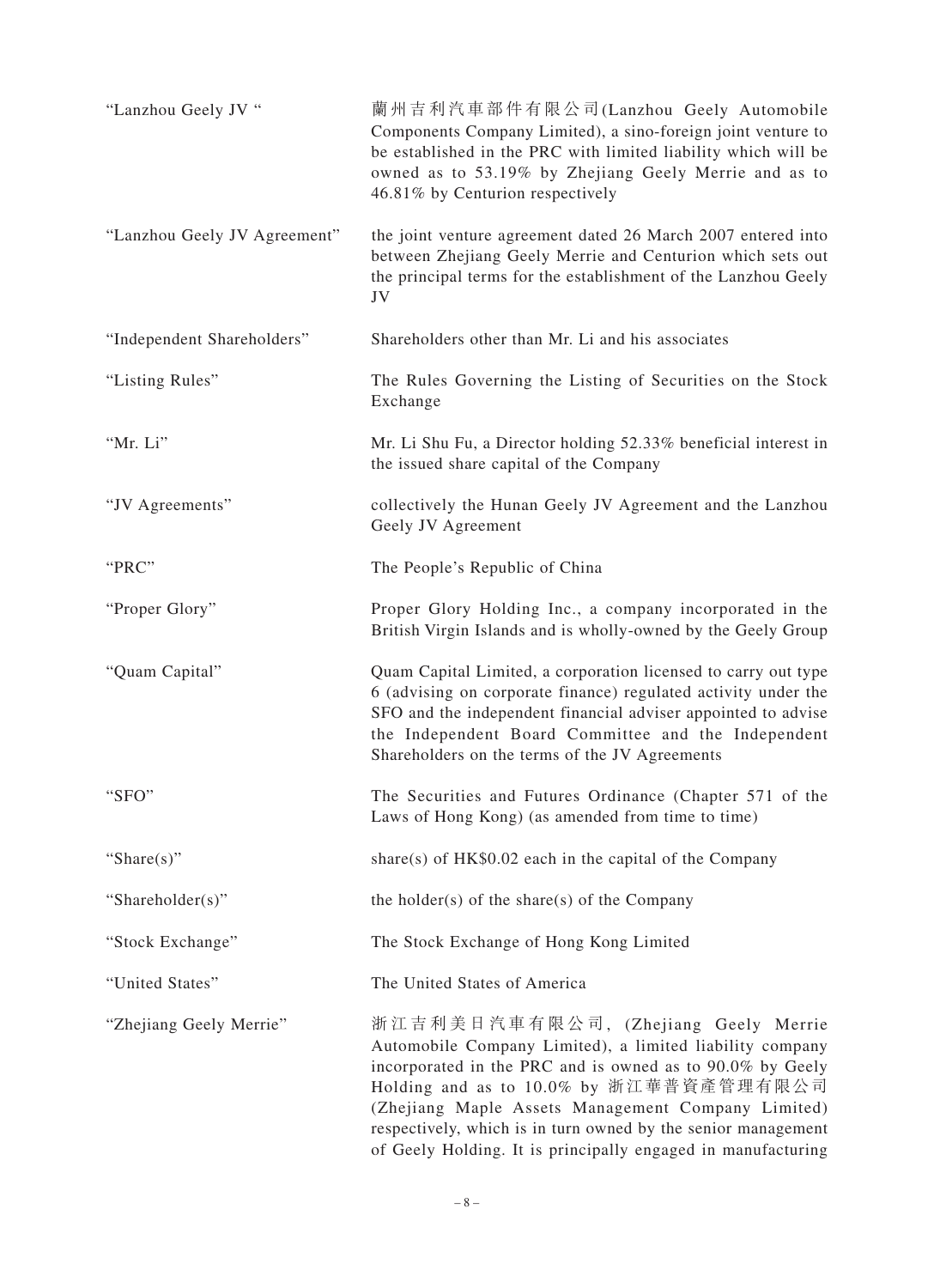| | |
|---|---|
| "Lanzhou Geely JV " | 蘭州吉利汽車部件有限公司(Lanzhou Geely Automobile Components Company Limited), a sino-foreign joint venture to be established in the PRC with limited liability which will be owned as to 53.19% by Zhejiang Geely Merrie and as to 46.81% by Centurion respectively |
| "Lanzhou Geely JV Agreement" | the joint venture agreement dated 26 March 2007 entered into between Zhejiang Geely Merrie and Centurion which sets out the principal terms for the establishment of the Lanzhou Geely JV |
| "Independent Shareholders" | Shareholders other than Mr. Li and his associates |
| "Listing Rules" | The Rules Governing the Listing of Securities on the Stock Exchange |
| "Mr. Li" | Mr. Li Shu Fu, a Director holding 52.33% beneficial interest in the issued share capital of the Company |
| "JV Agreements" | collectively the Hunan Geely JV Agreement and the Lanzhou Geely JV Agreement |
| "PRC" | The People's Republic of China |
| "Proper Glory" | Proper Glory Holding Inc., a company incorporated in the British Virgin Islands and is wholly-owned by the Geely Group |
| "Quam Capital" | Quam Capital Limited, a corporation licensed to carry out type 6 (advising on corporate finance) regulated activity under the SFO and the independent financial adviser appointed to advise the Independent Board Committee and the Independent Shareholders on the terms of the JV Agreements |
| "SFO" | The Securities and Futures Ordinance (Chapter 571 of the Laws of Hong Kong) (as amended from time to time) |
| "Share(s)" | share(s) of HK$0.02 each in the capital of the Company |
| "Shareholder(s)" | the holder(s) of the share(s) of the Company |
| "Stock Exchange" | The Stock Exchange of Hong Kong Limited |
| "United States" | The United States of America |
| "Zhejiang Geely Merrie" | 浙江吉利美日汽車有限公司, (Zhejiang Geely Merrie Automobile Company Limited), a limited liability company incorporated in the PRC and is owned as to 90.0% by Geely Holding and as to 10.0% by 浙江華普資產管理有限公司 (Zhejiang Maple Assets Management Company Limited) respectively, which is in turn owned by the senior management of Geely Holding. It is principally engaged in manufacturing |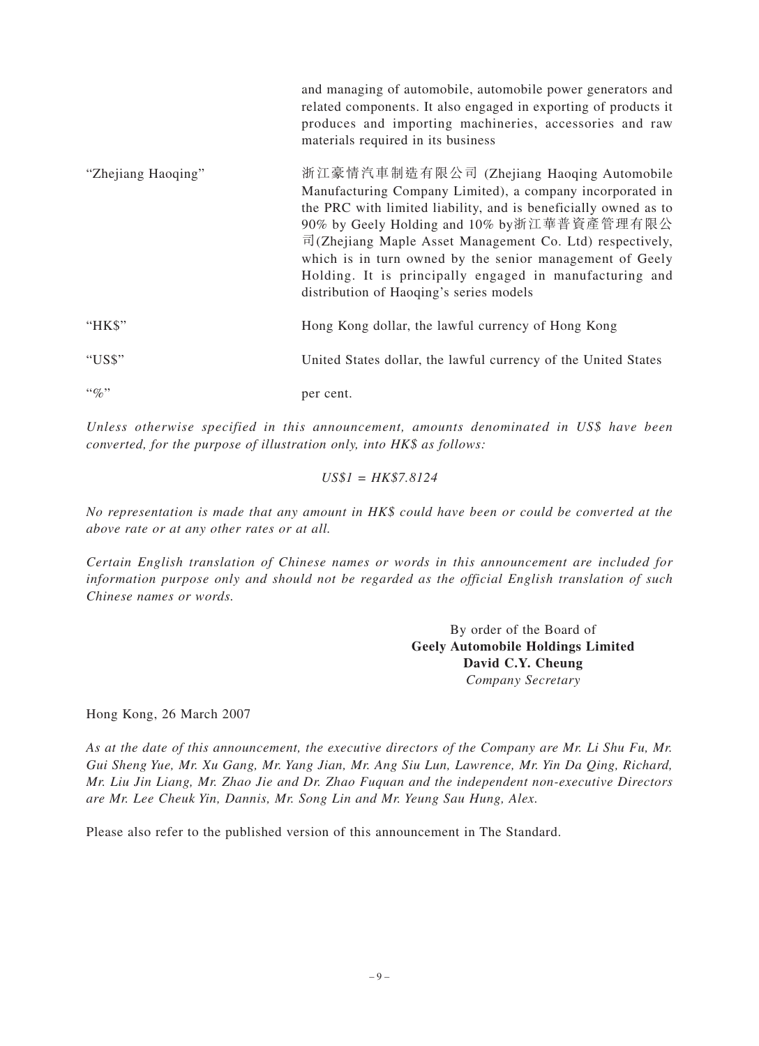| | |
|---|---|
| | and managing of automobile, automobile power generators and related components. It also engaged in exporting of products it produces and importing machineries, accessories and raw materials required in its business |
| "Zhejiang Haoqing" | 浙江豪情汽車制造有限公司 (Zhejiang Haoqing Automobile Manufacturing Company Limited), a company incorporated in the PRC with limited liability, and is beneficially owned as to 90% by Geely Holding and 10% by浙江華普資產管理有限公司(Zhejiang Maple Asset Management Co. Ltd) respectively, which is in turn owned by the senior management of Geely Holding. It is principally engaged in manufacturing and distribution of Haoqing's series models |
| "HK$" | Hong Kong dollar, the lawful currency of Hong Kong |
| "US$" | United States dollar, the lawful currency of the United States |
| "%" | per cent. |

*Unless otherwise specified in this announcement, amounts denominated in US$ have been converted, for the purpose of illustration only, into HK$ as follows:*

*US$1 = HK$7.8124*

*No representation is made that any amount in HK$ could have been or could be converted at the above rate or at any other rates or at all.*

*Certain English translation of Chinese names or words in this announcement are included for information purpose only and should not be regarded as the official English translation of such Chinese names or words.*

By order of the Board of
**Geely Automobile Holdings Limited**
**David C.Y. Cheung**
*Company Secretary*

Hong Kong, 26 March 2007

*As at the date of this announcement, the executive directors of the Company are Mr. Li Shu Fu, Mr. Gui Sheng Yue, Mr. Xu Gang, Mr. Yang Jian, Mr. Ang Siu Lun, Lawrence, Mr. Yin Da Qing, Richard, Mr. Liu Jin Liang, Mr. Zhao Jie and Dr. Zhao Fuquan and the independent non-executive Directors are Mr. Lee Cheuk Yin, Dannis, Mr. Song Lin and Mr. Yeung Sau Hung, Alex.*

Please also refer to the published version of this announcement in The Standard.